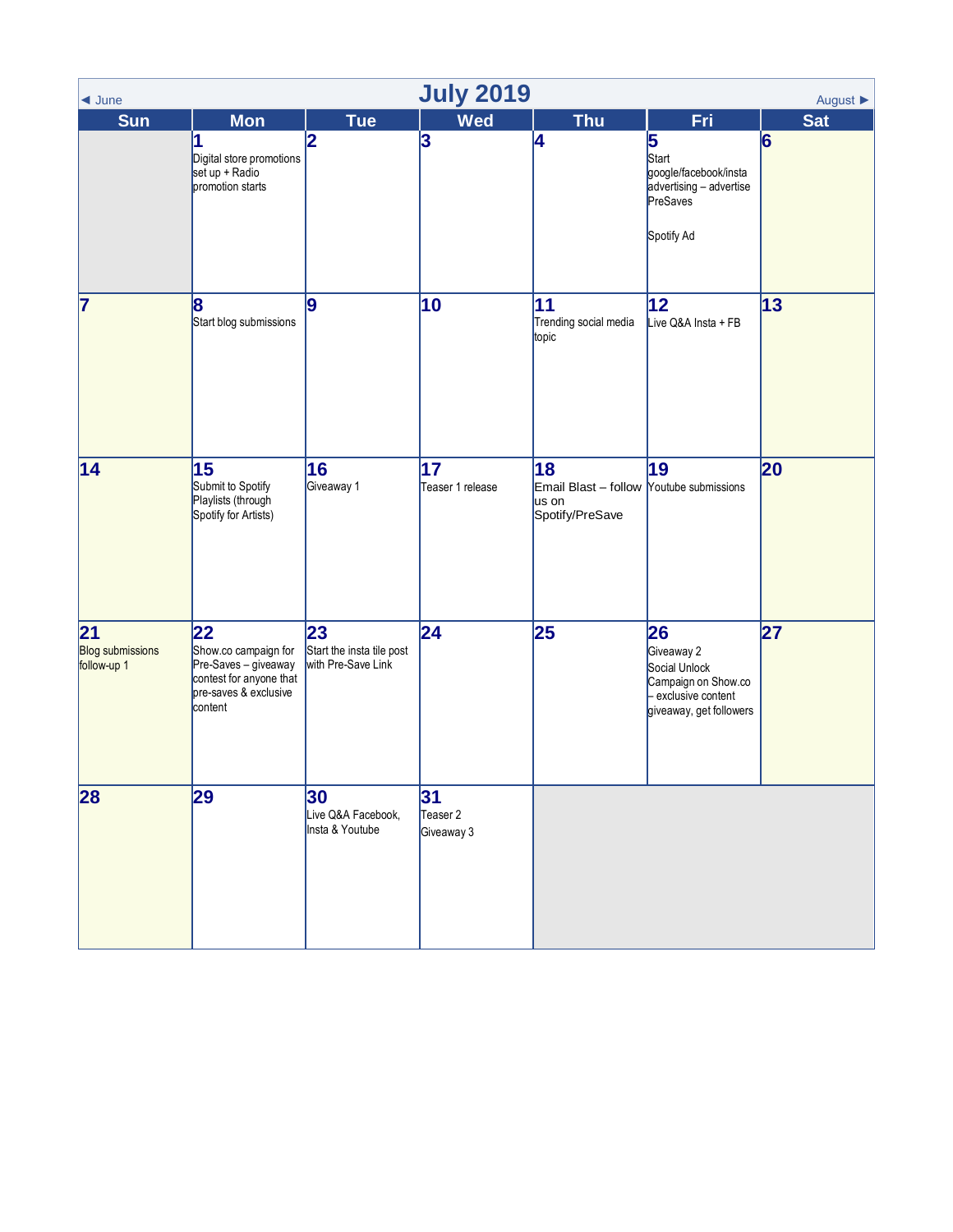# July 2019

◄ June | August ►

| Sun | Mon | Tue | Wed | Thu | Fri | Sat |
|---|---|---|---|---|---|---|
| | **1** Digital store promotions set up + Radio promotion starts | **2** | **3** | **4** | **5** Start google/facebook/insta advertising – advertise PreSaves<br><br>Spotify Ad | **6** |
| **7** | **8** Start blog submissions | **9** | **10** | **11** Trending social media topic | **12** Live Q&A Insta + FB | **13** |
| **14** | **15** Submit to Spotify Playlists (through Spotify for Artists) | **16** Giveaway 1 | **17** Teaser 1 release | **18** Email Blast – follow us on Spotify/PreSave | **19** Youtube submissions | **20** |
| **21** Blog submissions follow-up 1 | **22** Show.co campaign for Pre-Saves – giveaway contest for anyone that pre-saves & exclusive content | **23** Start the insta tile post with Pre-Save Link | **24** | **25** | **26** Giveaway 2<br>Social Unlock Campaign on Show.co – exclusive content giveaway, get followers | **27** |
| **28** | **29** | **30** Live Q&A Facebook, Insta & Youtube | **31** Teaser 2<br>Giveaway 3 | | | |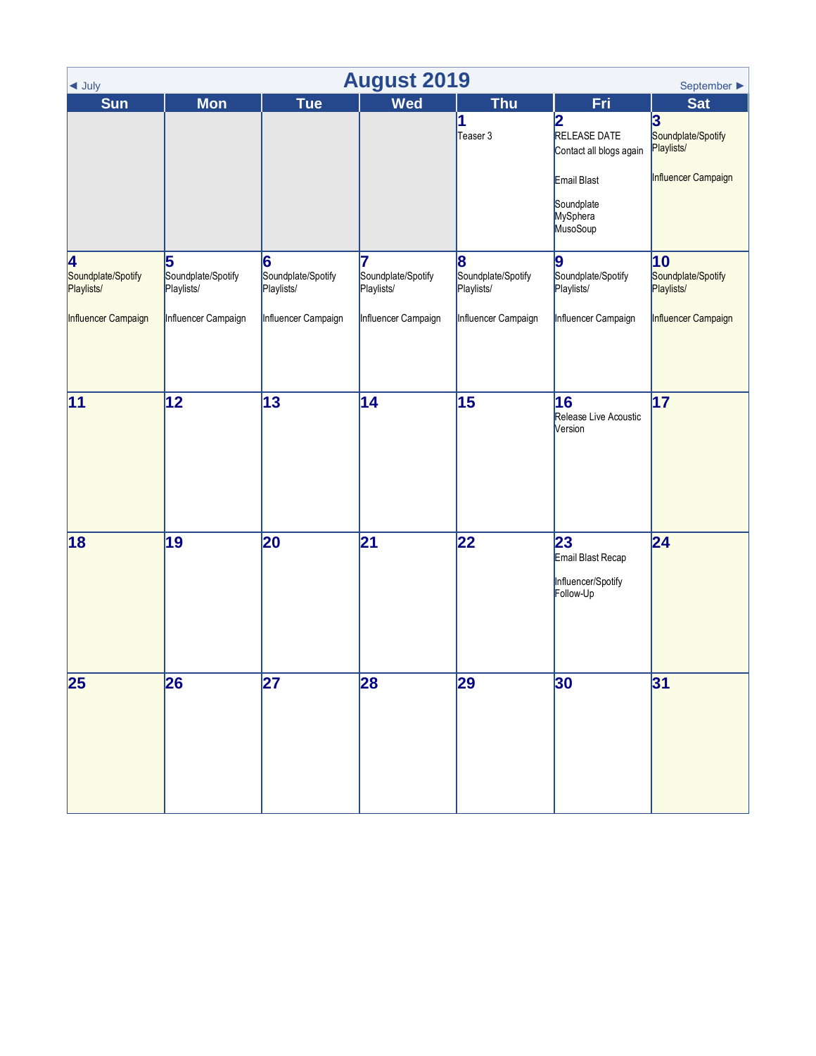# August 2019

◄ July | September ►

| Sun | Mon | Tue | Wed | Thu | Fri | Sat |
|---|---|---|---|---|---|---|
| | | | | 1 Teaser 3 | 2 RELEASE DATE Contact all blogs again Email Blast Soundplate MySphera MusoSoup | 3 Soundplate/Spotify Playlists/ Influencer Campaign |
| 4 Soundplate/Spotify Playlists/ Influencer Campaign | 5 Soundplate/Spotify Playlists/ Influencer Campaign | 6 Soundplate/Spotify Playlists/ Influencer Campaign | 7 Soundplate/Spotify Playlists/ Influencer Campaign | 8 Soundplate/Spotify Playlists/ Influencer Campaign | 9 Soundplate/Spotify Playlists/ Influencer Campaign | 10 Soundplate/Spotify Playlists/ Influencer Campaign |
| 11 | 12 | 13 | 14 | 15 | 16 Release Live Acoustic Version | 17 |
| 18 | 19 | 20 | 21 | 22 | 23 Email Blast Recap Influencer/Spotify Follow-Up | 24 |
| 25 | 26 | 27 | 28 | 29 | 30 | 31 |